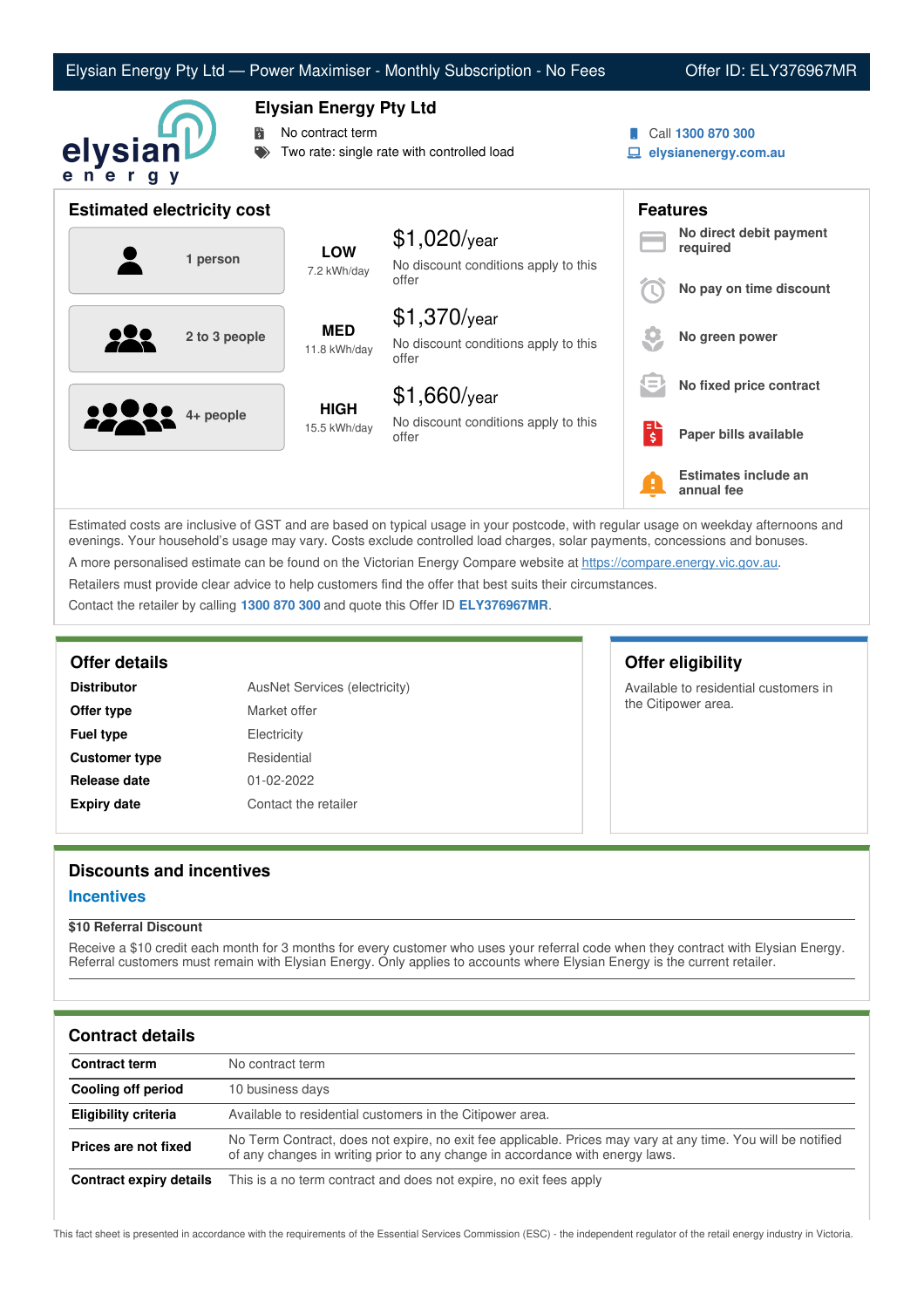Elysian Energy Pty Ltd — Power Maximiser - Monthly Subscription - No Fees — Offer ID: ELY376967MR

# Elysian Energy Pty Ltd

- No contract term
- Two rate: single rate with controlled load

Call **1300 870 300**
**elysianenergy.com.au**

## Estimated electricity cost

| Household | Usage | Estimated cost |
|---|---|---|
| 1 person | **LOW** 7.2 kWh/day | $1,020/year — No discount conditions apply to this offer |
| 2 to 3 people | **MED** 11.8 kWh/day | $1,370/year — No discount conditions apply to this offer |
| 4+ people | **HIGH** 15.5 kWh/day | $1,660/year — No discount conditions apply to this offer |

## Features

- **No direct debit payment required**
- **No pay on time discount**
- **No green power**
- **No fixed price contract**
- **Paper bills available**
- **Estimates include an annual fee**

Estimated costs are inclusive of GST and are based on typical usage in your postcode, with regular usage on weekday afternoons and evenings. Your household's usage may vary. Costs exclude controlled load charges, solar payments, concessions and bonuses.

A more personalised estimate can be found on the Victorian Energy Compare website at https://compare.energy.vic.gov.au.

Retailers must provide clear advice to help customers find the offer that best suits their circumstances.

Contact the retailer by calling **1300 870 300** and quote this Offer ID **ELY376967MR**.

## Offer details

| | |
|---|---|
| **Distributor** | AusNet Services (electricity) |
| **Offer type** | Market offer |
| **Fuel type** | Electricity |
| **Customer type** | Residential |
| **Release date** | 01-02-2022 |
| **Expiry date** | Contact the retailer |

## Offer eligibility

Available to residential customers in the Citipower area.

## Discounts and incentives

### Incentives

**$10 Referral Discount**

Receive a $10 credit each month for 3 months for every customer who uses your referral code when they contract with Elysian Energy. Referral customers must remain with Elysian Energy. Only applies to accounts where Elysian Energy is the current retailer.

## Contract details

| | |
|---|---|
| **Contract term** | No contract term |
| **Cooling off period** | 10 business days |
| **Eligibility criteria** | Available to residential customers in the Citipower area. |
| **Prices are not fixed** | No Term Contract, does not expire, no exit fee applicable. Prices may vary at any time. You will be notified of any changes in writing prior to any change in accordance with energy laws. |
| **Contract expiry details** | This is a no term contract and does not expire, no exit fees apply |

This fact sheet is presented in accordance with the requirements of the Essential Services Commission (ESC) - the independent regulator of the retail energy industry in Victoria.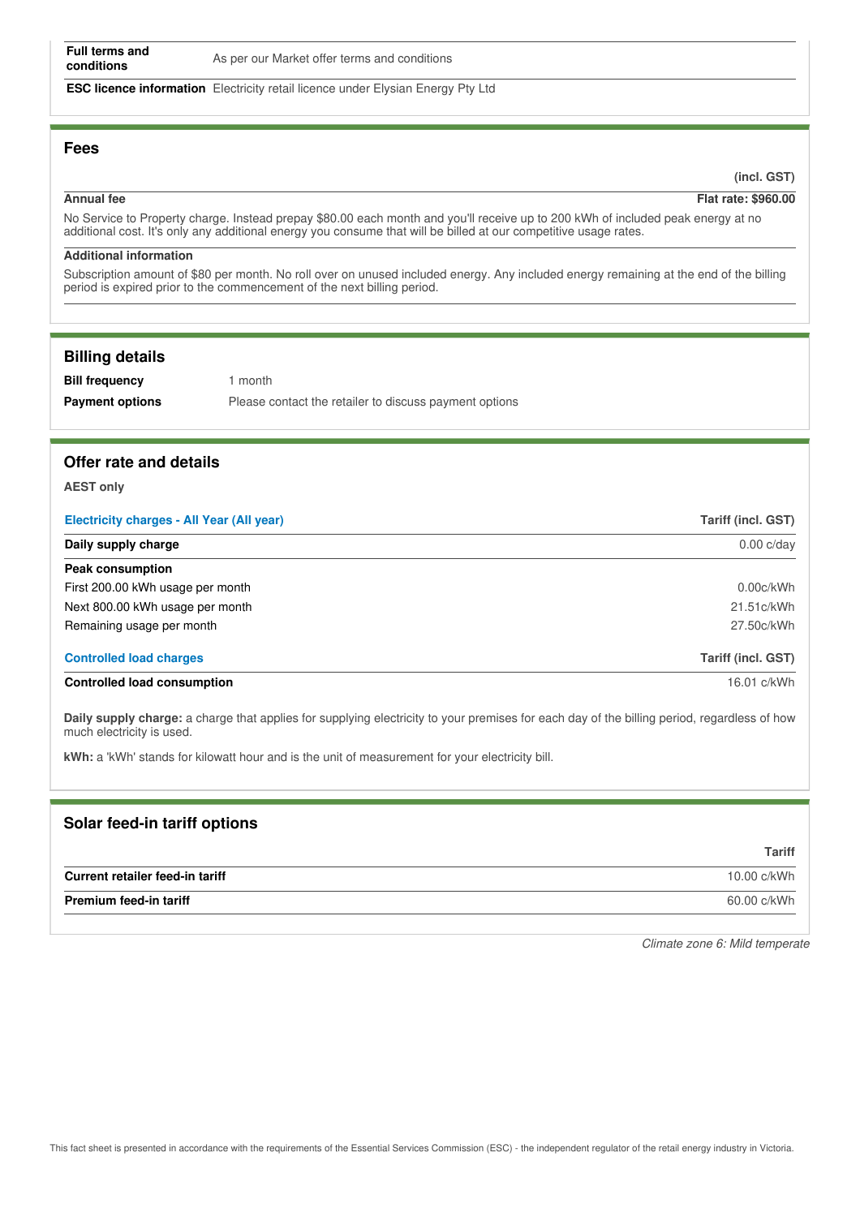| | |
|---|---|
| **Full terms and conditions** | As per our Market offer terms and conditions |
| **ESC licence information** | Electricity retail licence under Elysian Energy Pty Ltd |

## Fees

| | (incl. GST) |
|---|---|
| **Annual fee** | **Flat rate: $960.00** |

No Service to Property charge. Instead prepay $80.00 each month and you'll receive up to 200 kWh of included peak energy at no additional cost. It's only any additional energy you consume that will be billed at our competitive usage rates.

**Additional information**

Subscription amount of $80 per month. No roll over on unused included energy. Any included energy remaining at the end of the billing period is expired prior to the commencement of the next billing period.

## Billing details

| | |
|---|---|
| **Bill frequency** | 1 month |
| **Payment options** | Please contact the retailer to discuss payment options |

## Offer rate and details

**AEST only**

| Electricity charges - All Year (All year) | Tariff (incl. GST) |
|---|---|
| **Daily supply charge** | 0.00 c/day |
| **Peak consumption** | |
| First 200.00 kWh usage per month | 0.00c/kWh |
| Next 800.00 kWh usage per month | 21.51c/kWh |
| Remaining usage per month | 27.50c/kWh |

| Controlled load charges | Tariff (incl. GST) |
|---|---|
| **Controlled load consumption** | 16.01 c/kWh |

**Daily supply charge:** a charge that applies for supplying electricity to your premises for each day of the billing period, regardless of how much electricity is used.

**kWh:** a 'kWh' stands for kilowatt hour and is the unit of measurement for your electricity bill.

## Solar feed-in tariff options

| | Tariff |
|---|---|
| **Current retailer feed-in tariff** | 10.00 c/kWh |
| **Premium feed-in tariff** | 60.00 c/kWh |

*Climate zone 6: Mild temperate*

This fact sheet is presented in accordance with the requirements of the Essential Services Commission (ESC) - the independent regulator of the retail energy industry in Victoria.